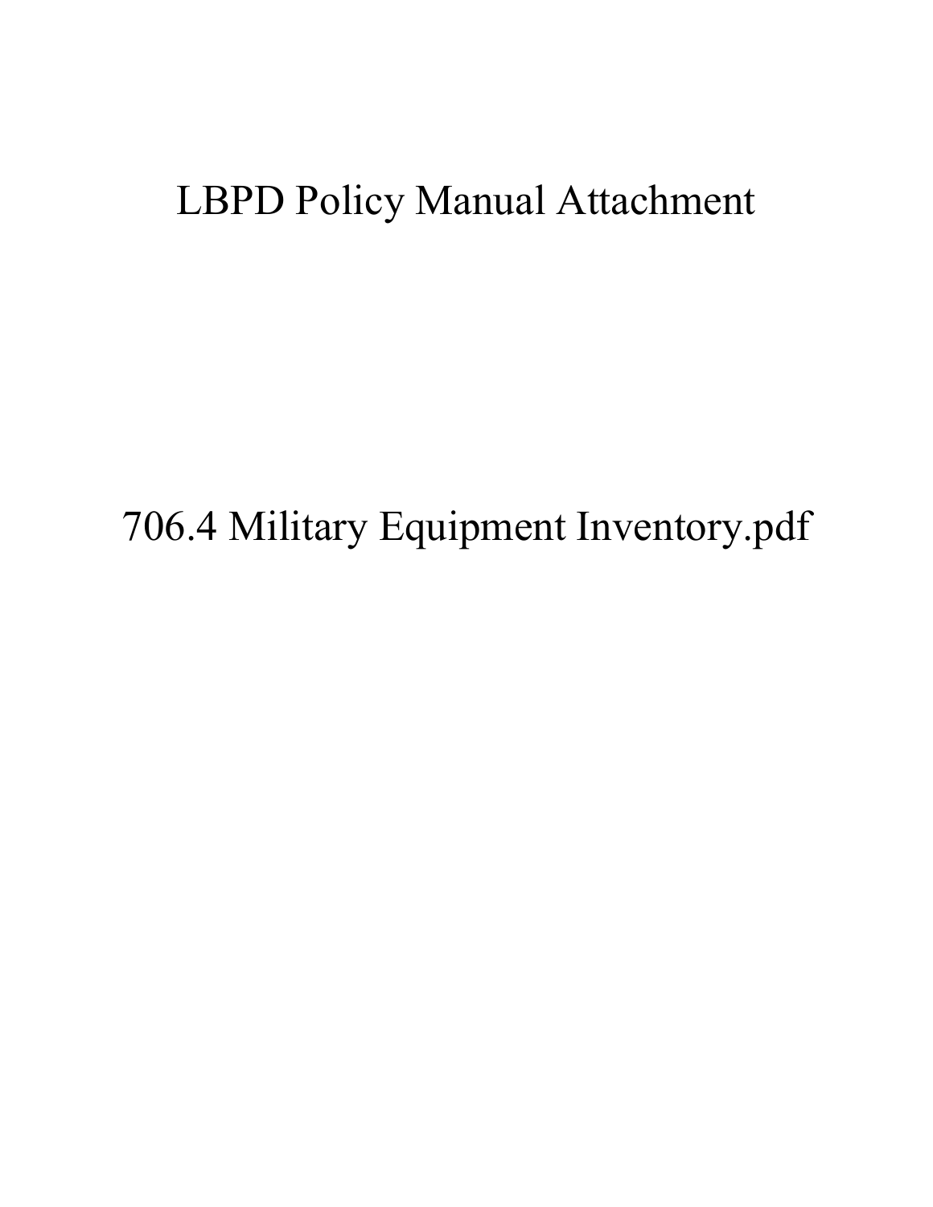# LBPD Policy Manual Attachment

## 706.4 Military Equipment Inventory.pdf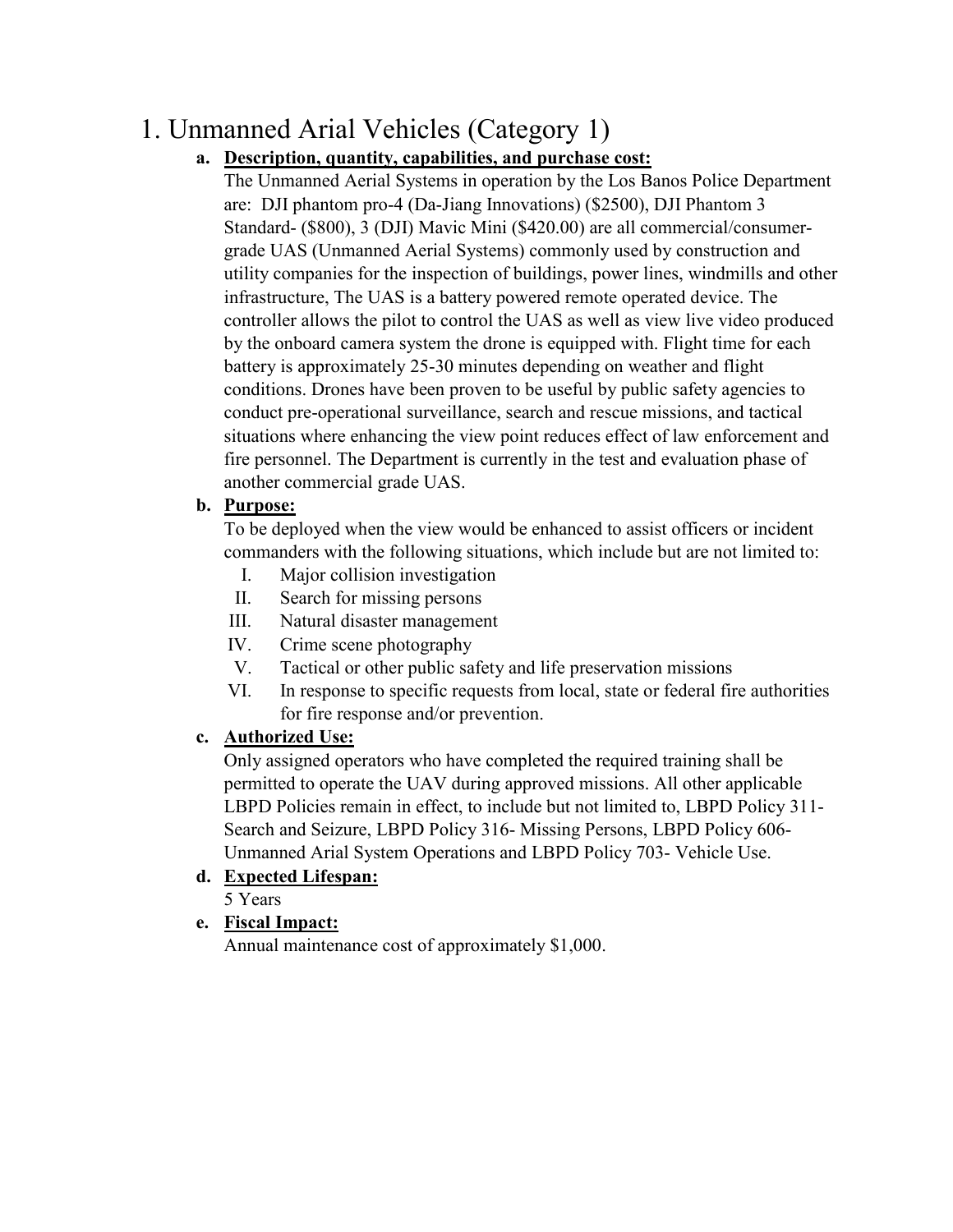# 1. Unmanned Arial Vehicles (Category 1)

**a. Description, quantity, capabilities, and purchase cost:**

The Unmanned Aerial Systems in operation by the Los Banos Police Department are: DJI phantom pro-4 (Da-Jiang Innovations) ($2500), DJI Phantom 3 Standard- ($800), 3 (DJI) Mavic Mini ($420.00) are all commercial/consumer-grade UAS (Unmanned Aerial Systems) commonly used by construction and utility companies for the inspection of buildings, power lines, windmills and other infrastructure, The UAS is a battery powered remote operated device. The controller allows the pilot to control the UAS as well as view live video produced by the onboard camera system the drone is equipped with. Flight time for each battery is approximately 25-30 minutes depending on weather and flight conditions. Drones have been proven to be useful by public safety agencies to conduct pre-operational surveillance, search and rescue missions, and tactical situations where enhancing the view point reduces effect of law enforcement and fire personnel. The Department is currently in the test and evaluation phase of another commercial grade UAS.

**b. Purpose:**

To be deployed when the view would be enhanced to assist officers or incident commanders with the following situations, which include but are not limited to:

I. Major collision investigation
II. Search for missing persons
III. Natural disaster management
IV. Crime scene photography
V. Tactical or other public safety and life preservation missions
VI. In response to specific requests from local, state or federal fire authorities for fire response and/or prevention.

**c. Authorized Use:**

Only assigned operators who have completed the required training shall be permitted to operate the UAV during approved missions. All other applicable LBPD Policies remain in effect, to include but not limited to, LBPD Policy 311- Search and Seizure, LBPD Policy 316- Missing Persons, LBPD Policy 606- Unmanned Arial System Operations and LBPD Policy 703- Vehicle Use.

**d. Expected Lifespan:**

5 Years

**e. Fiscal Impact:**

Annual maintenance cost of approximately $1,000.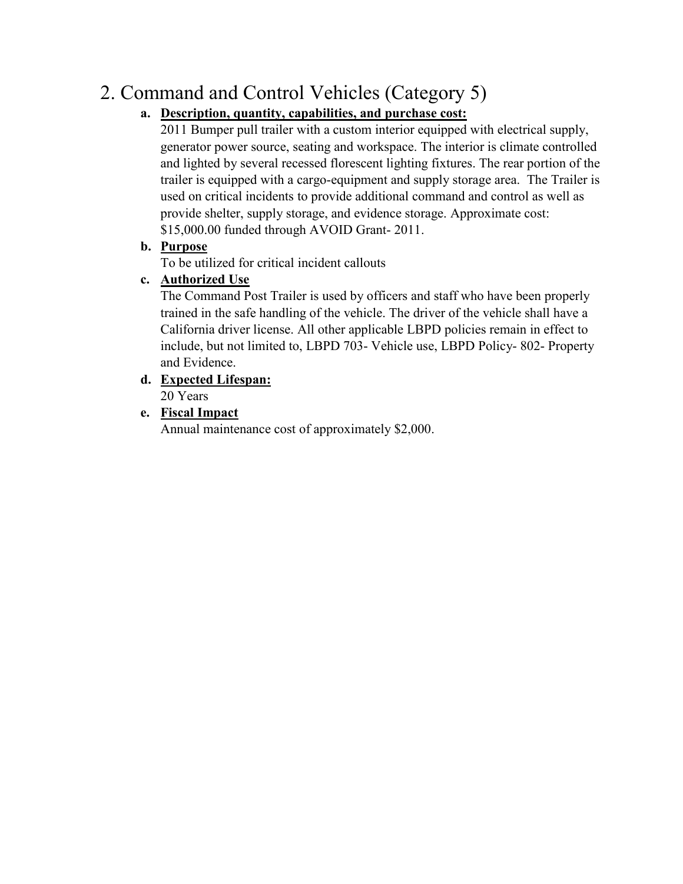## 2. Command and Control Vehicles (Category 5)

a. **Description, quantity, capabilities, and purchase cost:**
2011 Bumper pull trailer with a custom interior equipped with electrical supply, generator power source, seating and workspace. The interior is climate controlled and lighted by several recessed florescent lighting fixtures. The rear portion of the trailer is equipped with a cargo-equipment and supply storage area. The Trailer is used on critical incidents to provide additional command and control as well as provide shelter, supply storage, and evidence storage. Approximate cost: $15,000.00 funded through AVOID Grant- 2011.

b. **Purpose**
To be utilized for critical incident callouts

c. **Authorized Use**
The Command Post Trailer is used by officers and staff who have been properly trained in the safe handling of the vehicle. The driver of the vehicle shall have a California driver license. All other applicable LBPD policies remain in effect to include, but not limited to, LBPD 703- Vehicle use, LBPD Policy- 802- Property and Evidence.

d. **Expected Lifespan:**
20 Years

e. **Fiscal Impact**
Annual maintenance cost of approximately $2,000.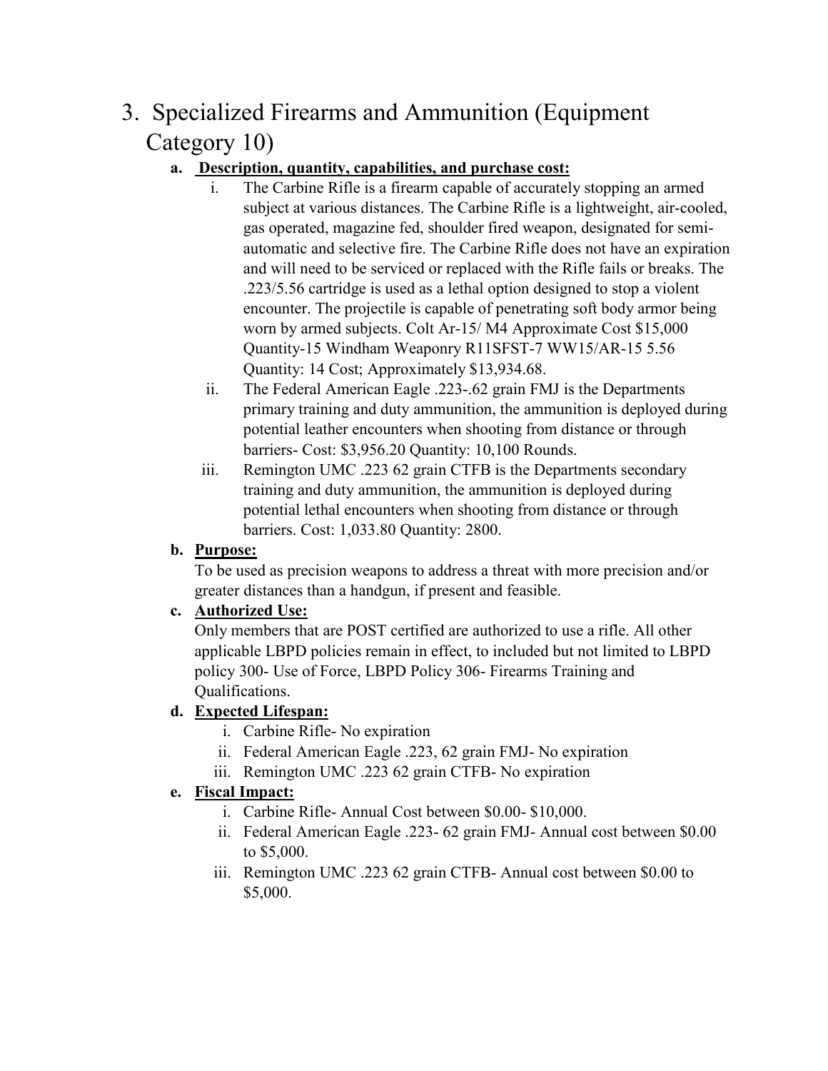# 3. Specialized Firearms and Ammunition (Equipment Category 10)

**a. Description, quantity, capabilities, and purchase cost:**

i. The Carbine Rifle is a firearm capable of accurately stopping an armed subject at various distances. The Carbine Rifle is a lightweight, air-cooled, gas operated, magazine fed, shoulder fired weapon, designated for semi-automatic and selective fire. The Carbine Rifle does not have an expiration and will need to be serviced or replaced with the Rifle fails or breaks. The .223/5.56 cartridge is used as a lethal option designed to stop a violent encounter. The projectile is capable of penetrating soft body armor being worn by armed subjects. Colt Ar-15/ M4 Approximate Cost $15,000 Quantity-15 Windham Weaponry R11SFST-7 WW15/AR-15 5.56 Quantity: 14 Cost; Approximately $13,934.68.

ii. The Federal American Eagle .223-.62 grain FMJ is the Departments primary training and duty ammunition, the ammunition is deployed during potential leather encounters when shooting from distance or through barriers- Cost: $3,956.20 Quantity: 10,100 Rounds.

iii. Remington UMC .223 62 grain CTFB is the Departments secondary training and duty ammunition, the ammunition is deployed during potential lethal encounters when shooting from distance or through barriers. Cost: 1,033.80 Quantity: 2800.

**b. Purpose:**

To be used as precision weapons to address a threat with more precision and/or greater distances than a handgun, if present and feasible.

**c. Authorized Use:**

Only members that are POST certified are authorized to use a rifle. All other applicable LBPD policies remain in effect, to included but not limited to LBPD policy 300- Use of Force, LBPD Policy 306- Firearms Training and Qualifications.

**d. Expected Lifespan:**

i. Carbine Rifle- No expiration
ii. Federal American Eagle .223, 62 grain FMJ- No expiration
iii. Remington UMC .223 62 grain CTFB- No expiration

**e. Fiscal Impact:**

i. Carbine Rifle- Annual Cost between $0.00- $10,000.
ii. Federal American Eagle .223- 62 grain FMJ- Annual cost between $0.00 to $5,000.
iii. Remington UMC .223 62 grain CTFB- Annual cost between $0.00 to $5,000.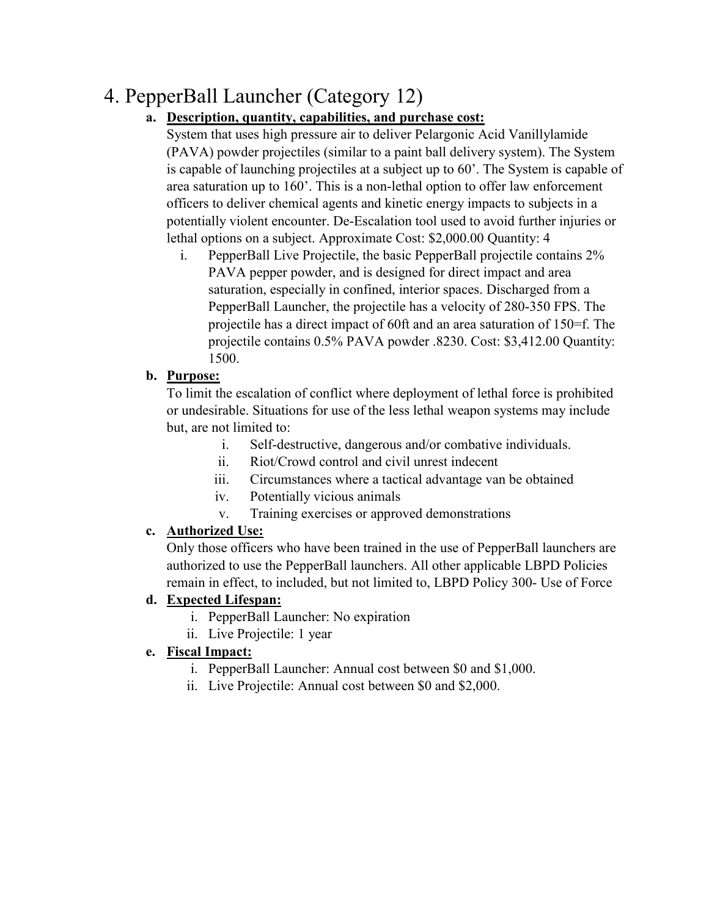# 4. PepperBall Launcher (Category 12)

**a. Description, quantity, capabilities, and purchase cost:**

System that uses high pressure air to deliver Pelargonic Acid Vanillylamide (PAVA) powder projectiles (similar to a paint ball delivery system). The System is capable of launching projectiles at a subject up to 60'. The System is capable of area saturation up to 160'. This is a non-lethal option to offer law enforcement officers to deliver chemical agents and kinetic energy impacts to subjects in a potentially violent encounter. De-Escalation tool used to avoid further injuries or lethal options on a subject. Approximate Cost: $2,000.00 Quantity: 4

i. PepperBall Live Projectile, the basic PepperBall projectile contains 2% PAVA pepper powder, and is designed for direct impact and area saturation, especially in confined, interior spaces. Discharged from a PepperBall Launcher, the projectile has a velocity of 280-350 FPS. The projectile has a direct impact of 60ft and an area saturation of 150=f. The projectile contains 0.5% PAVA powder .8230. Cost: $3,412.00 Quantity: 1500.

**b. Purpose:**

To limit the escalation of conflict where deployment of lethal force is prohibited or undesirable. Situations for use of the less lethal weapon systems may include but, are not limited to:

i. Self-destructive, dangerous and/or combative individuals.
ii. Riot/Crowd control and civil unrest indecent
iii. Circumstances where a tactical advantage van be obtained
iv. Potentially vicious animals
v. Training exercises or approved demonstrations

**c. Authorized Use:**

Only those officers who have been trained in the use of PepperBall launchers are authorized to use the PepperBall launchers. All other applicable LBPD Policies remain in effect, to included, but not limited to, LBPD Policy 300- Use of Force

**d. Expected Lifespan:**

i. PepperBall Launcher: No expiration
ii. Live Projectile: 1 year

**e. Fiscal Impact:**

i. PepperBall Launcher: Annual cost between $0 and $1,000.
ii. Live Projectile: Annual cost between $0 and $2,000.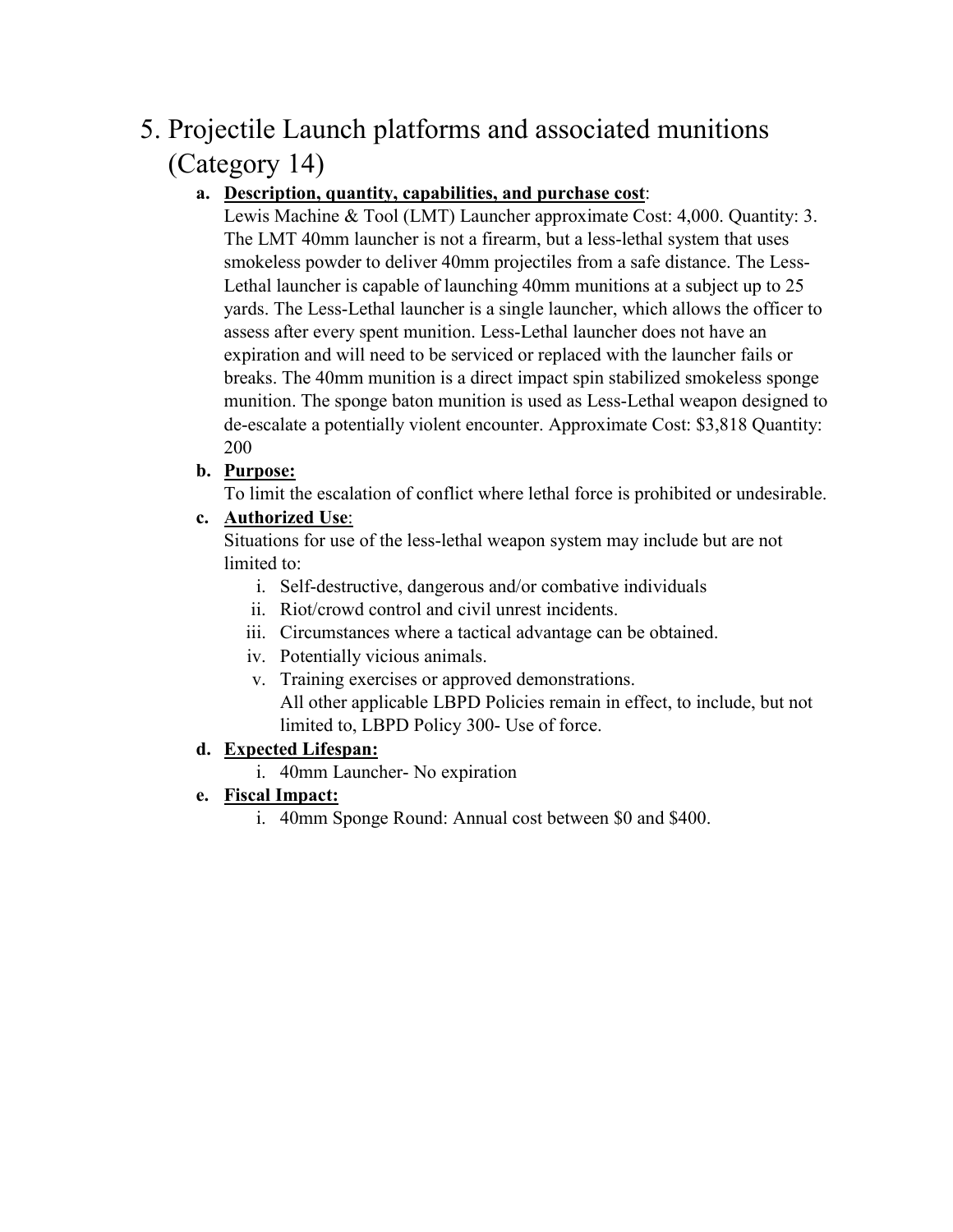## 5. Projectile Launch platforms and associated munitions (Category 14)

**a. Description, quantity, capabilities, and purchase cost:**

Lewis Machine & Tool (LMT) Launcher approximate Cost: 4,000. Quantity: 3. The LMT 40mm launcher is not a firearm, but a less-lethal system that uses smokeless powder to deliver 40mm projectiles from a safe distance. The Less-Lethal launcher is capable of launching 40mm munitions at a subject up to 25 yards. The Less-Lethal launcher is a single launcher, which allows the officer to assess after every spent munition. Less-Lethal launcher does not have an expiration and will need to be serviced or replaced with the launcher fails or breaks. The 40mm munition is a direct impact spin stabilized smokeless sponge munition. The sponge baton munition is used as Less-Lethal weapon designed to de-escalate a potentially violent encounter. Approximate Cost: $3,818 Quantity: 200

**b. Purpose:**

To limit the escalation of conflict where lethal force is prohibited or undesirable.

**c. Authorized Use:**

Situations for use of the less-lethal weapon system may include but are not limited to:

i. Self-destructive, dangerous and/or combative individuals
ii. Riot/crowd control and civil unrest incidents.
iii. Circumstances where a tactical advantage can be obtained.
iv. Potentially vicious animals.
v. Training exercises or approved demonstrations.
All other applicable LBPD Policies remain in effect, to include, but not limited to, LBPD Policy 300- Use of force.

**d. Expected Lifespan:**

i. 40mm Launcher- No expiration

**e. Fiscal Impact:**

i. 40mm Sponge Round: Annual cost between $0 and $400.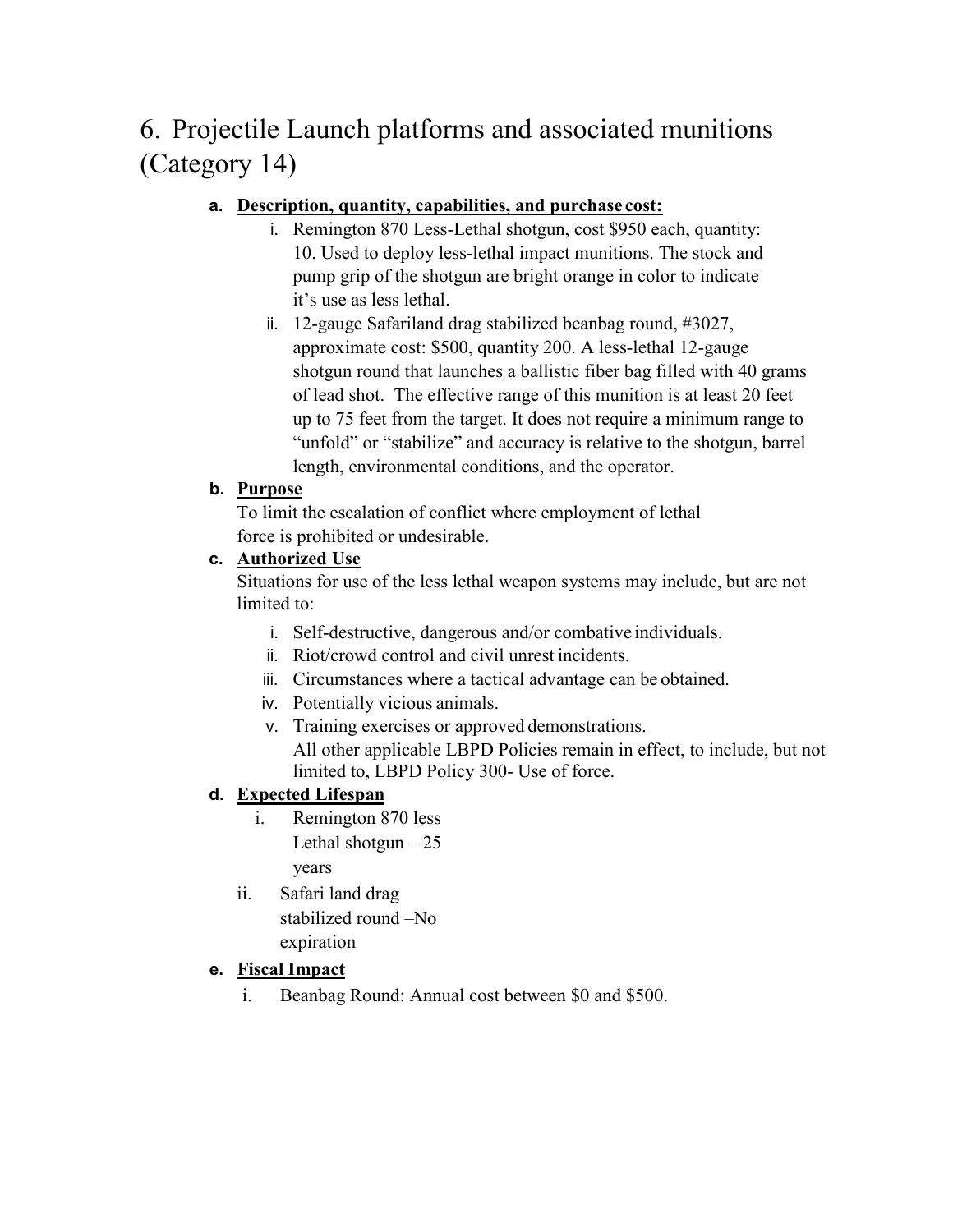# 6. Projectile Launch platforms and associated munitions (Category 14)

**a. Description, quantity, capabilities, and purchase cost:**

i. Remington 870 Less-Lethal shotgun, cost $950 each, quantity: 10. Used to deploy less-lethal impact munitions. The stock and pump grip of the shotgun are bright orange in color to indicate it's use as less lethal.

ii. 12-gauge Safariland drag stabilized beanbag round, #3027, approximate cost: $500, quantity 200. A less-lethal 12-gauge shotgun round that launches a ballistic fiber bag filled with 40 grams of lead shot. The effective range of this munition is at least 20 feet up to 75 feet from the target. It does not require a minimum range to "unfold" or "stabilize" and accuracy is relative to the shotgun, barrel length, environmental conditions, and the operator.

**b. Purpose**

To limit the escalation of conflict where employment of lethal force is prohibited or undesirable.

**c. Authorized Use**

Situations for use of the less lethal weapon systems may include, but are not limited to:

i. Self-destructive, dangerous and/or combative individuals.

ii. Riot/crowd control and civil unrest incidents.

iii. Circumstances where a tactical advantage can be obtained.

iv. Potentially vicious animals.

v. Training exercises or approved demonstrations.

All other applicable LBPD Policies remain in effect, to include, but not limited to, LBPD Policy 300- Use of force.

**d. Expected Lifespan**

i. Remington 870 less Lethal shotgun – 25 years

ii. Safari land drag stabilized round –No expiration

**e. Fiscal Impact**

i. Beanbag Round: Annual cost between $0 and $500.